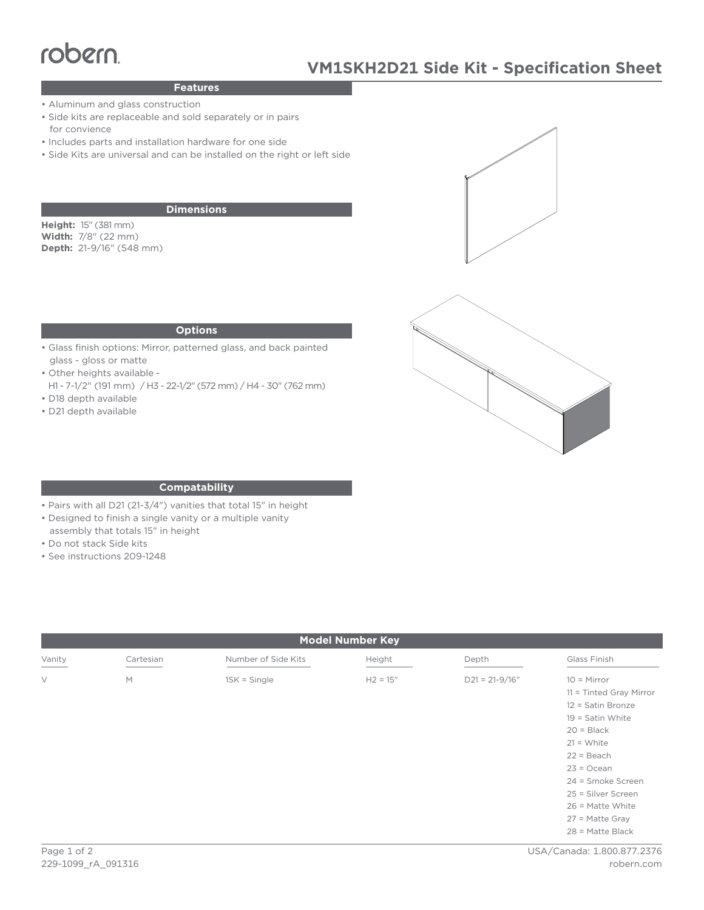robern

# VM1SKH2D21 Side Kit - Specification Sheet

## Features

- Aluminum and glass construction
- Side kits are replaceable and sold separately or in pairs for convience
- Includes parts and installation hardware for one side
- Side Kits are universal and can be installed on the right or left side

## Dimensions

**Height:** 15" (381 mm)
**Width:** 7/8" (22 mm)
**Depth:** 21-9/16" (548 mm)

## Options

- Glass finish options: Mirror, patterned glass, and back painted glass - gloss or matte
- Other heights available - H1 - 7-1/2" (191 mm) / H3 - 22-1/2" (572 mm) / H4 - 30" (762 mm)
- D18 depth available
- D21 depth available

## Compatability

- Pairs with all D21 (21-3/4") vanities that total 15" in height
- Designed to finish a single vanity or a multiple vanity assembly that totals 15" in height
- Do not stack Side kits
- See instructions 209-1248

## Model Number Key

| Vanity | Cartesian | Number of Side Kits | Height | Depth | Glass Finish |
|---|---|---|---|---|---|
| V | M | 1SK = Single | H2 = 15" | D21 = 21-9/16" | 10 = Mirror |
| | | | | | 11 = Tinted Gray Mirror |
| | | | | | 12 = Satin Bronze |
| | | | | | 19 = Satin White |
| | | | | | 20 = Black |
| | | | | | 21 = White |
| | | | | | 22 = Beach |
| | | | | | 23 = Ocean |
| | | | | | 24 = Smoke Screen |
| | | | | | 25 = Silver Screen |
| | | | | | 26 = Matte White |
| | | | | | 27 = Matte Gray |
| | | | | | 28 = Matte Black |

229-1099_rA_091316

USA/Canada: 1.800.877.2376
robern.com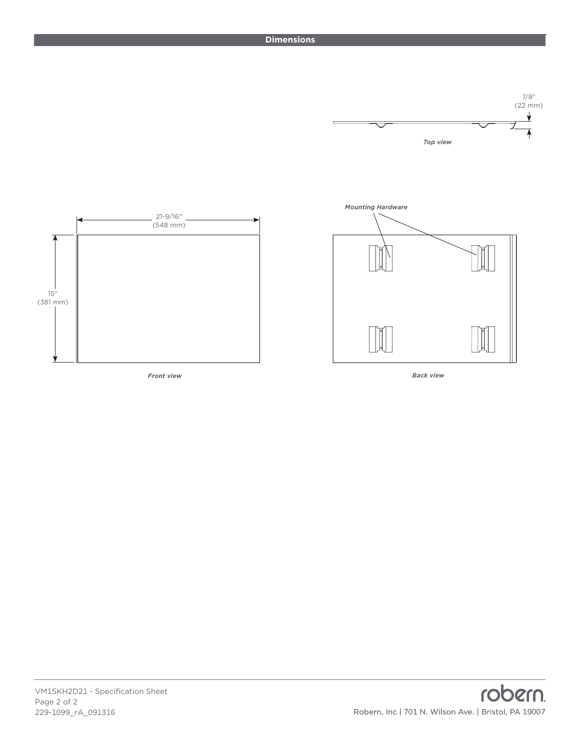## Dimensions

7/8″
(22 mm)

*Top view*

Mounting Hardware

21-9/16″
(548 mm)

15″
(381 mm)

*Front view*

*Back view*

VM1SKH2D21 - Specification Sheet
229-1099_rA_091316

robern

Robern, Inc | 701 N. Wilson Ave. | Bristol, PA 19007